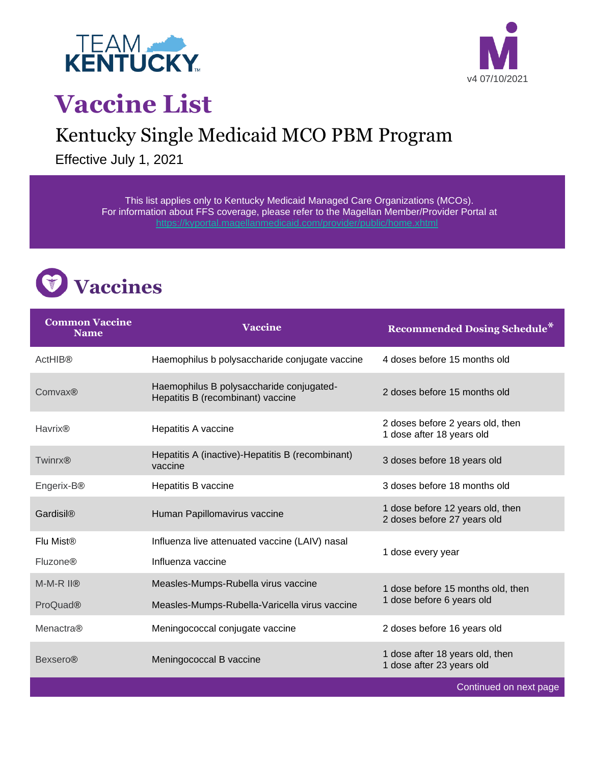TEAM KENTUCKY

v4 07/10/2021

# Vaccine List

## Kentucky Single Medicaid MCO PBM Program

Effective July 1, 2021

This list applies only to Kentucky Medicaid Managed Care Organizations (MCOs).
For information about FFS coverage, please refer to the Magellan Member/Provider Portal at https://kyportal.magellanmedicaid.com/provider/public/home.xhtml

## Vaccines

| Common Vaccine Name | Vaccine | Recommended Dosing Schedule* |
|---|---|---|
| ActHIB® | Haemophilus b polysaccharide conjugate vaccine | 4 doses before 15 months old |
| Comvax® | Haemophilus B polysaccharide conjugated-Hepatitis B (recombinant) vaccine | 2 doses before 15 months old |
| Havrix® | Hepatitis A vaccine | 2 doses before 2 years old, then 1 dose after 18 years old |
| Twinrx® | Hepatitis A (inactive)-Hepatitis B (recombinant) vaccine | 3 doses before 18 years old |
| Engerix-B® | Hepatitis B vaccine | 3 doses before 18 months old |
| Gardisil® | Human Papillomavirus vaccine | 1 dose before 12 years old, then 2 doses before 27 years old |
| Flu Mist® | Influenza live attenuated vaccine (LAIV) nasal | 1 dose every year |
| Fluzone® | Influenza vaccine | 1 dose every year |
| M-M-R II® | Measles-Mumps-Rubella virus vaccine | 1 dose before 15 months old, then 1 dose before 6 years old |
| ProQuad® | Measles-Mumps-Rubella-Varicella virus vaccine | 1 dose before 15 months old, then 1 dose before 6 years old |
| Menactra® | Meningococcal conjugate vaccine | 2 doses before 16 years old |
| Bexsero® | Meningococcal B vaccine | 1 dose after 18 years old, then 1 dose after 23 years old |

Continued on next page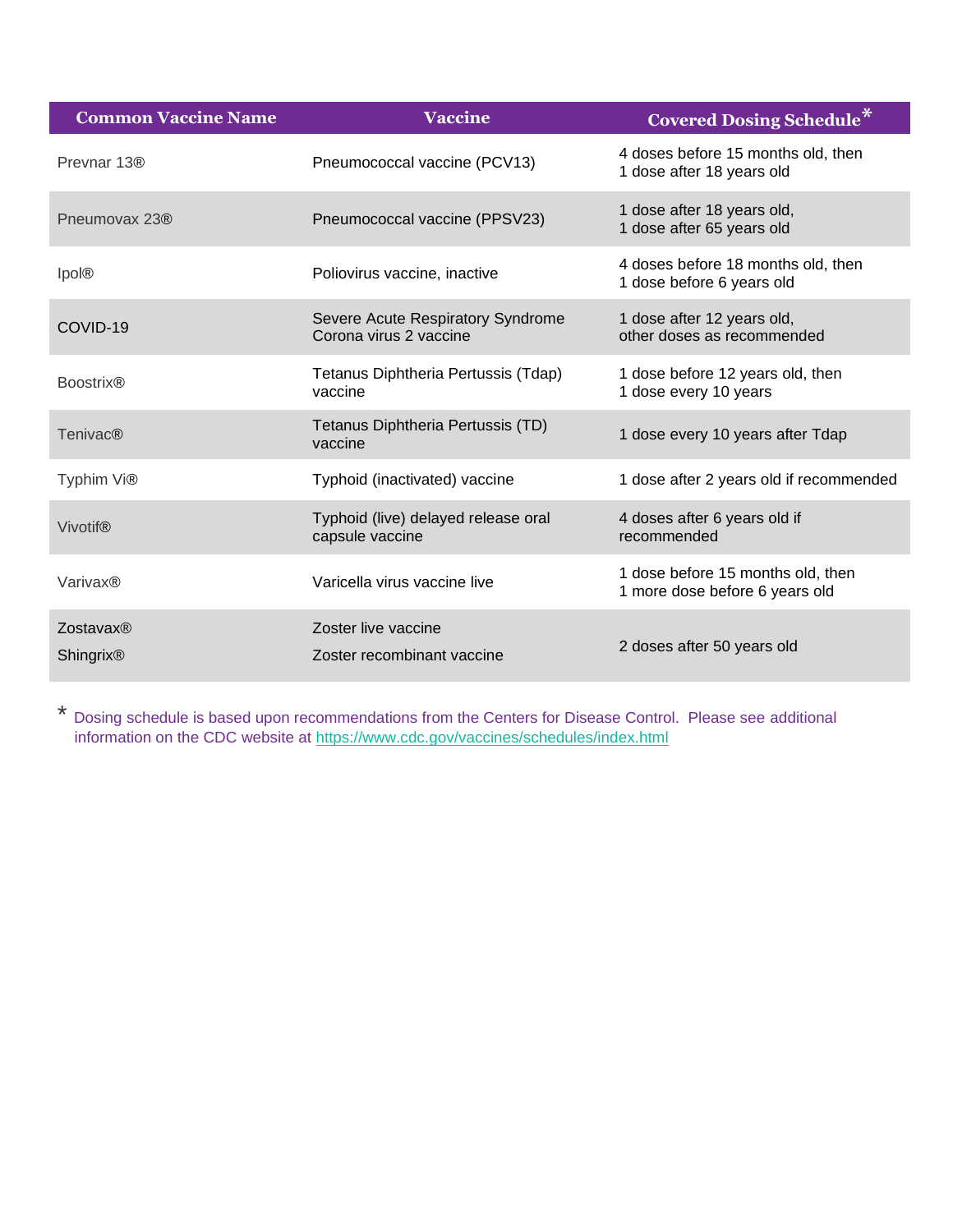| Common Vaccine Name | Vaccine | Covered Dosing Schedule* |
|---|---|---|
| Prevnar 13® | Pneumococcal vaccine (PCV13) | 4 doses before 15 months old, then 1 dose after 18 years old |
| Pneumovax 23® | Pneumococcal vaccine (PPSV23) | 1 dose after 18 years old, 1 dose after 65 years old |
| Ipol® | Poliovirus vaccine, inactive | 4 doses before 18 months old, then 1 dose before 6 years old |
| COVID-19 | Severe Acute Respiratory Syndrome Corona virus 2 vaccine | 1 dose after 12 years old, other doses as recommended |
| Boostrix® | Tetanus Diphtheria Pertussis (Tdap) vaccine | 1 dose before 12 years old, then 1 dose every 10 years |
| Tenivac® | Tetanus Diphtheria Pertussis (TD) vaccine | 1 dose every 10 years after Tdap |
| Typhim Vi® | Typhoid (inactivated) vaccine | 1 dose after 2 years old if recommended |
| Vivotif® | Typhoid (live) delayed release oral capsule vaccine | 4 doses after 6 years old if recommended |
| Varivax® | Varicella virus vaccine live | 1 dose before 15 months old, then 1 more dose before 6 years old |
| Zostavax®<br>Shingrix® | Zoster live vaccine<br>Zoster recombinant vaccine | 2 doses after 50 years old |

* Dosing schedule is based upon recommendations from the Centers for Disease Control. Please see additional information on the CDC website at https://www.cdc.gov/vaccines/schedules/index.html